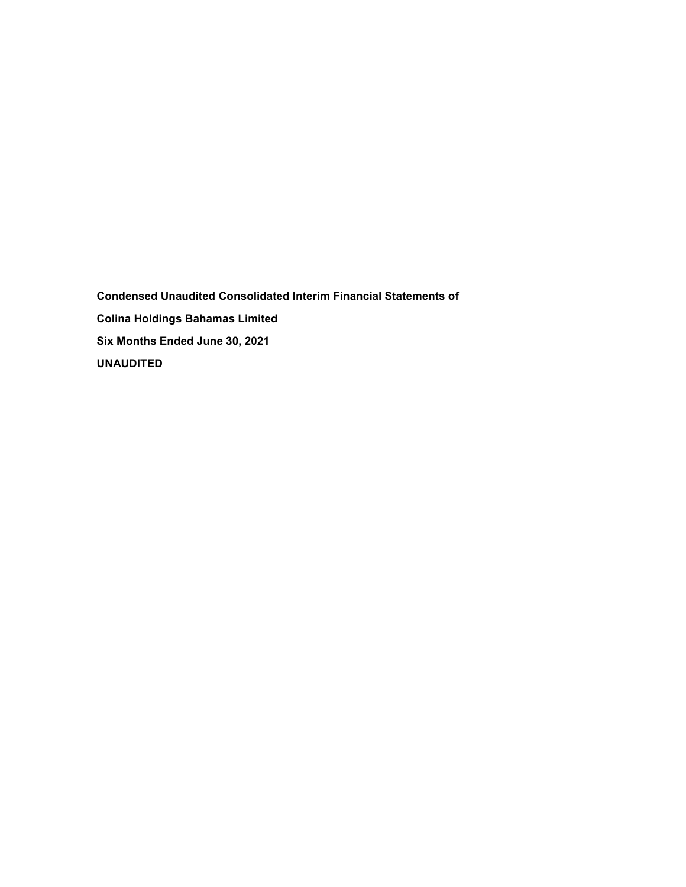**Condensed Unaudited Consolidated Interim Financial Statements of**

**Colina Holdings Bahamas Limited**

**Six Months Ended June 30, 2021**

**UNAUDITED**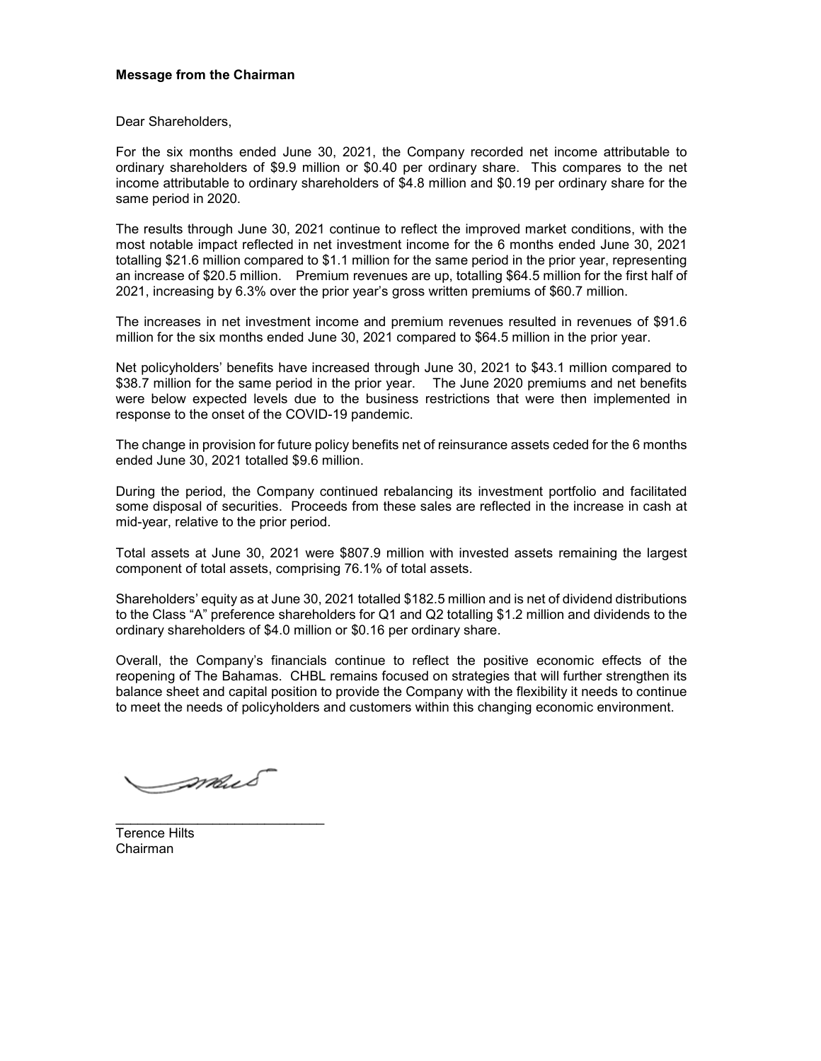**Message from the Chairman**

Dear Shareholders,

For the six months ended June 30, 2021, the Company recorded net income attributable to ordinary shareholders of $9.9 million or $0.40 per ordinary share. This compares to the net income attributable to ordinary shareholders of $4.8 million and $0.19 per ordinary share for the same period in 2020.

The results through June 30, 2021 continue to reflect the improved market conditions, with the most notable impact reflected in net investment income for the 6 months ended June 30, 2021 totalling $21.6 million compared to $1.1 million for the same period in the prior year, representing an increase of $20.5 million. Premium revenues are up, totalling $64.5 million for the first half of 2021, increasing by 6.3% over the prior year's gross written premiums of $60.7 million.

The increases in net investment income and premium revenues resulted in revenues of $91.6 million for the six months ended June 30, 2021 compared to $64.5 million in the prior year.

Net policyholders' benefits have increased through June 30, 2021 to $43.1 million compared to $38.7 million for the same period in the prior year. The June 2020 premiums and net benefits were below expected levels due to the business restrictions that were then implemented in response to the onset of the COVID-19 pandemic.

The change in provision for future policy benefits net of reinsurance assets ceded for the 6 months ended June 30, 2021 totalled $9.6 million.

During the period, the Company continued rebalancing its investment portfolio and facilitated some disposal of securities. Proceeds from these sales are reflected in the increase in cash at mid-year, relative to the prior period.

Total assets at June 30, 2021 were $807.9 million with invested assets remaining the largest component of total assets, comprising 76.1% of total assets.

Shareholders' equity as at June 30, 2021 totalled $182.5 million and is net of dividend distributions to the Class "A" preference shareholders for Q1 and Q2 totalling $1.2 million and dividends to the ordinary shareholders of $4.0 million or $0.16 per ordinary share.

Overall, the Company's financials continue to reflect the positive economic effects of the reopening of The Bahamas. CHBL remains focused on strategies that will further strengthen its balance sheet and capital position to provide the Company with the flexibility it needs to continue to meet the needs of policyholders and customers within this changing economic environment.

\_\_\_\_\_\_\_\_\_\_\_\_\_\_\_\_\_\_\_\_\_\_\_\_\_\_\_\_

Terence Hilts  
Chairman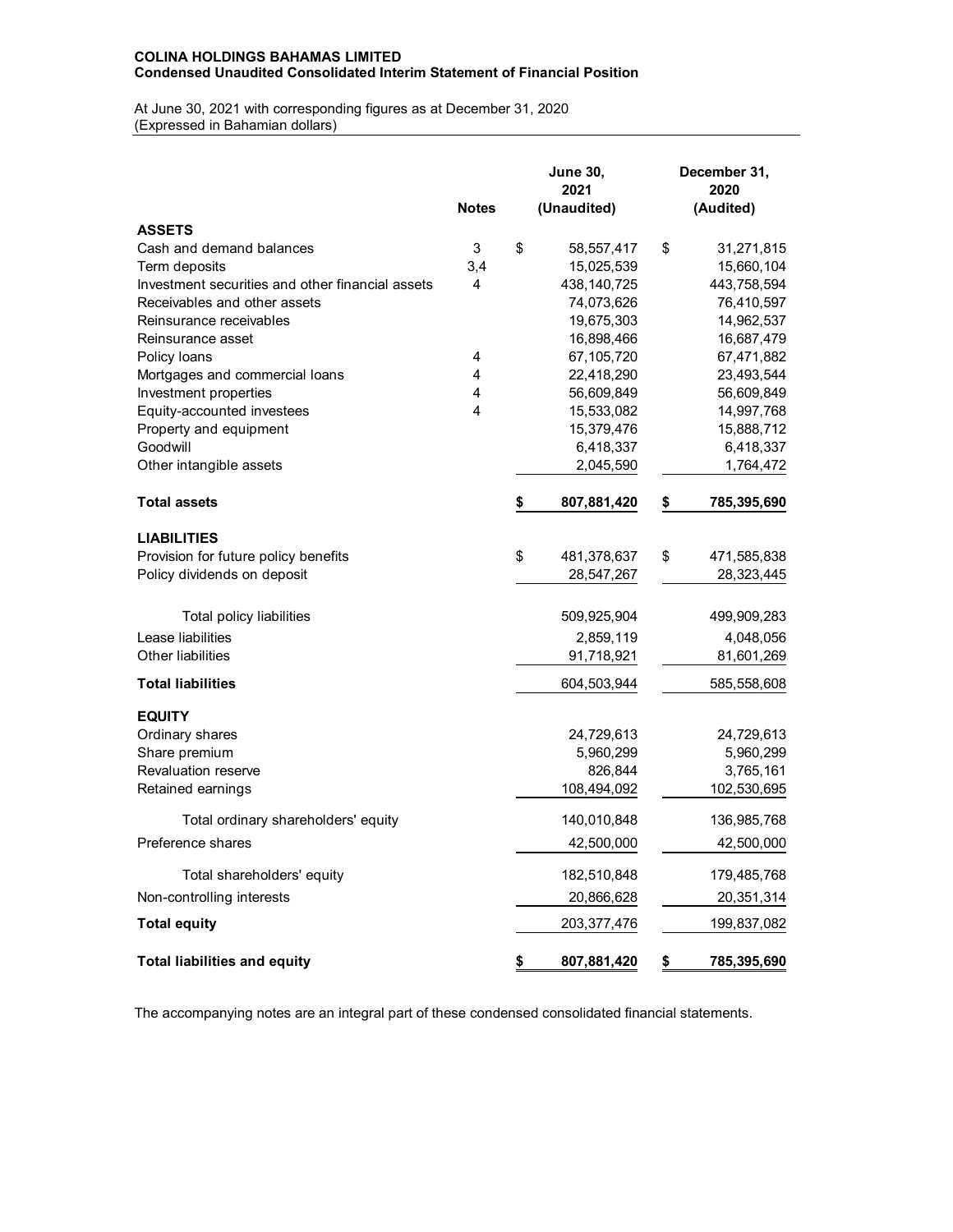**COLINA HOLDINGS BAHAMAS LIMITED**
**Condensed Unaudited Consolidated Interim Statement of Financial Position**

At June 30, 2021 with corresponding figures as at December 31, 2020
(Expressed in Bahamian dollars)

| | Notes | June 30, 2021 (Unaudited) | December 31, 2020 (Audited) |
|---|---|---|---|
| **ASSETS** | | | |
| Cash and demand balances | 3 | $ 58,557,417 | $ 31,271,815 |
| Term deposits | 3,4 | 15,025,539 | 15,660,104 |
| Investment securities and other financial assets | 4 | 438,140,725 | 443,758,594 |
| Receivables and other assets | | 74,073,626 | 76,410,597 |
| Reinsurance receivables | | 19,675,303 | 14,962,537 |
| Reinsurance asset | | 16,898,466 | 16,687,479 |
| Policy loans | 4 | 67,105,720 | 67,471,882 |
| Mortgages and commercial loans | 4 | 22,418,290 | 23,493,544 |
| Investment properties | 4 | 56,609,849 | 56,609,849 |
| Equity-accounted investees | 4 | 15,533,082 | 14,997,768 |
| Property and equipment | | 15,379,476 | 15,888,712 |
| Goodwill | | 6,418,337 | 6,418,337 |
| Other intangible assets | | 2,045,590 | 1,764,472 |
| **Total assets** | | **$ 807,881,420** | **$ 785,395,690** |
| **LIABILITIES** | | | |
| Provision for future policy benefits | | $ 481,378,637 | $ 471,585,838 |
| Policy dividends on deposit | | 28,547,267 | 28,323,445 |
| Total policy liabilities | | 509,925,904 | 499,909,283 |
| Lease liabilities | | 2,859,119 | 4,048,056 |
| Other liabilities | | 91,718,921 | 81,601,269 |
| **Total liabilities** | | 604,503,944 | 585,558,608 |
| **EQUITY** | | | |
| Ordinary shares | | 24,729,613 | 24,729,613 |
| Share premium | | 5,960,299 | 5,960,299 |
| Revaluation reserve | | 826,844 | 3,765,161 |
| Retained earnings | | 108,494,092 | 102,530,695 |
| Total ordinary shareholders' equity | | 140,010,848 | 136,985,768 |
| Preference shares | | 42,500,000 | 42,500,000 |
| Total shareholders' equity | | 182,510,848 | 179,485,768 |
| Non-controlling interests | | 20,866,628 | 20,351,314 |
| **Total equity** | | 203,377,476 | 199,837,082 |
| **Total liabilities and equity** | | **$ 807,881,420** | **$ 785,395,690** |

The accompanying notes are an integral part of these condensed consolidated financial statements.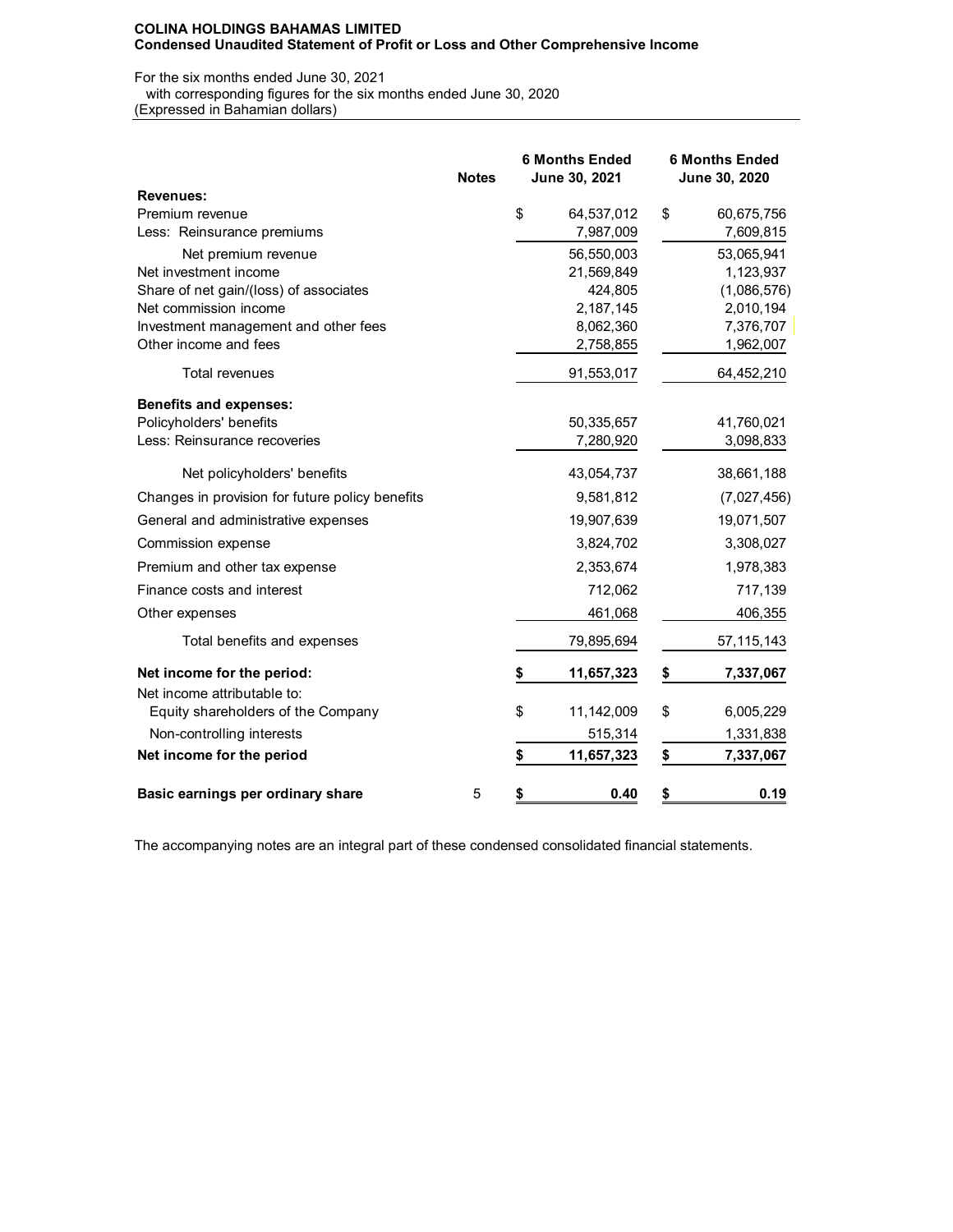**COLINA HOLDINGS BAHAMAS LIMITED**
**Condensed Unaudited Statement of Profit or Loss and Other Comprehensive Income**

For the six months ended June 30, 2021
with corresponding figures for the six months ended June 30, 2020
(Expressed in Bahamian dollars)

| | Notes | 6 Months Ended June 30, 2021 | 6 Months Ended June 30, 2020 |
|---|---|---|---|
| **Revenues:** | | | |
| Premium revenue | | $ 64,537,012 | $ 60,675,756 |
| Less: Reinsurance premiums | | 7,987,009 | 7,609,815 |
| Net premium revenue | | 56,550,003 | 53,065,941 |
| Net investment income | | 21,569,849 | 1,123,937 |
| Share of net gain/(loss) of associates | | 424,805 | (1,086,576) |
| Net commission income | | 2,187,145 | 2,010,194 |
| Investment management and other fees | | 8,062,360 | 7,376,707 |
| Other income and fees | | 2,758,855 | 1,962,007 |
| Total revenues | | 91,553,017 | 64,452,210 |
| **Benefits and expenses:** | | | |
| Policyholders' benefits | | 50,335,657 | 41,760,021 |
| Less: Reinsurance recoveries | | 7,280,920 | 3,098,833 |
| Net policyholders' benefits | | 43,054,737 | 38,661,188 |
| Changes in provision for future policy benefits | | 9,581,812 | (7,027,456) |
| General and administrative expenses | | 19,907,639 | 19,071,507 |
| Commission expense | | 3,824,702 | 3,308,027 |
| Premium and other tax expense | | 2,353,674 | 1,978,383 |
| Finance costs and interest | | 712,062 | 717,139 |
| Other expenses | | 461,068 | 406,355 |
| Total benefits and expenses | | 79,895,694 | 57,115,143 |
| **Net income for the period:** | | **$ 11,657,323** | **$ 7,337,067** |
| Net income attributable to: | | | |
| Equity shareholders of the Company | | $ 11,142,009 | $ 6,005,229 |
| Non-controlling interests | | 515,314 | 1,331,838 |
| **Net income for the period** | | **$ 11,657,323** | **$ 7,337,067** |
| **Basic earnings per ordinary share** | 5 | **$ 0.40** | **$ 0.19** |

The accompanying notes are an integral part of these condensed consolidated financial statements.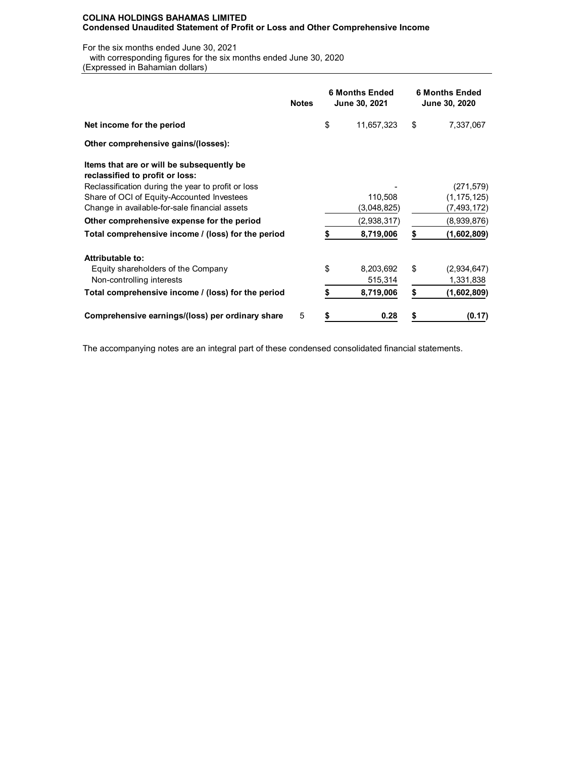**COLINA HOLDINGS BAHAMAS LIMITED**
**Condensed Unaudited Statement of Profit or Loss and Other Comprehensive Income**

For the six months ended June 30, 2021
with corresponding figures for the six months ended June 30, 2020
(Expressed in Bahamian dollars)

| | Notes | 6 Months Ended June 30, 2021 | 6 Months Ended June 30, 2020 |
|---|---|---|---|
| **Net income for the period** | | $ 11,657,323 | $ 7,337,067 |
| **Other comprehensive gains/(losses):** | | | |
| **Items that are or will be subsequently be reclassified to profit or loss:** | | | |
| Reclassification during the year to profit or loss | | - | (271,579) |
| Share of OCI of Equity-Accounted Investees | | 110,508 | (1,175,125) |
| Change in available-for-sale financial assets | | (3,048,825) | (7,493,172) |
| **Other comprehensive expense for the period** | | (2,938,317) | (8,939,876) |
| **Total comprehensive income / (loss) for the period** | | **$ 8,719,006** | **$ (1,602,809)** |
| **Attributable to:** | | | |
| Equity shareholders of the Company | | $ 8,203,692 | $ (2,934,647) |
| Non-controlling interests | | 515,314 | 1,331,838 |
| **Total comprehensive income / (loss) for the period** | | **$ 8,719,006** | **$ (1,602,809)** |
| **Comprehensive earnings/(loss) per ordinary share** | 5 | **$ 0.28** | **$ (0.17)** |

The accompanying notes are an integral part of these condensed consolidated financial statements.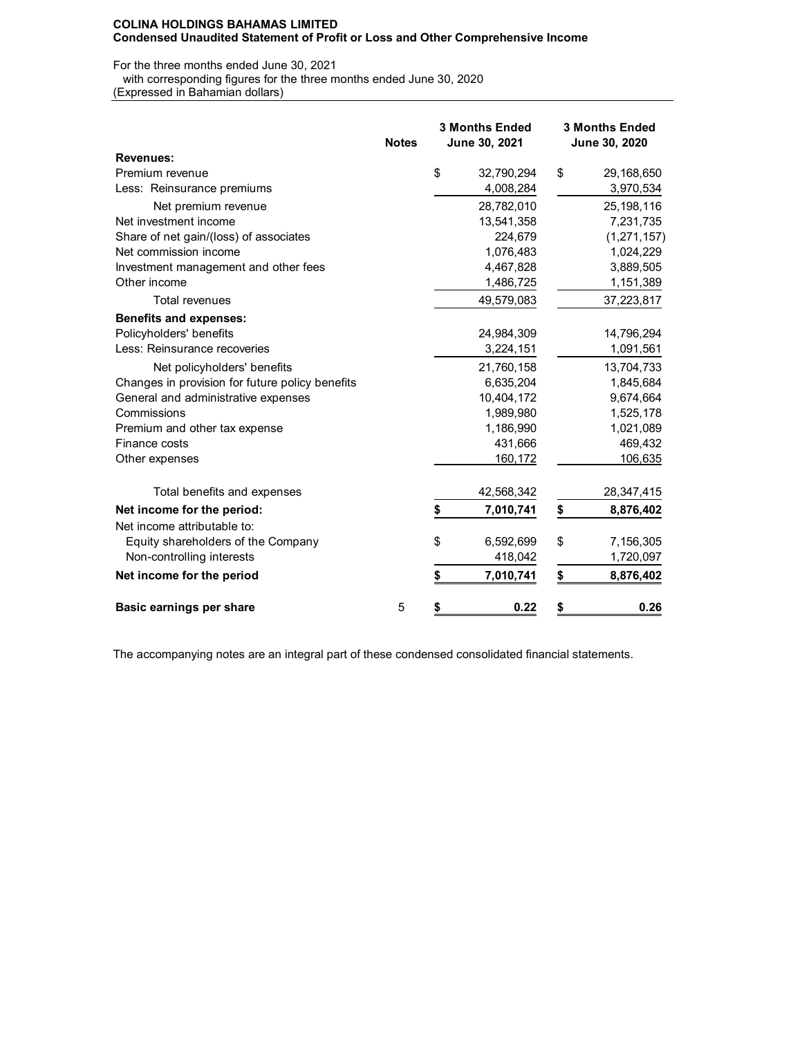**COLINA HOLDINGS BAHAMAS LIMITED**
**Condensed Unaudited Statement of Profit or Loss and Other Comprehensive Income**

For the three months ended June 30, 2021
with corresponding figures for the three months ended June 30, 2020
(Expressed in Bahamian dollars)

| | Notes | 3 Months Ended June 30, 2021 | 3 Months Ended June 30, 2020 |
|---|---|---|---|
| **Revenues:** | | | |
| Premium revenue | | $ 32,790,294 | $ 29,168,650 |
| Less: Reinsurance premiums | | 4,008,284 | 3,970,534 |
| Net premium revenue | | 28,782,010 | 25,198,116 |
| Net investment income | | 13,541,358 | 7,231,735 |
| Share of net gain/(loss) of associates | | 224,679 | (1,271,157) |
| Net commission income | | 1,076,483 | 1,024,229 |
| Investment management and other fees | | 4,467,828 | 3,889,505 |
| Other income | | 1,486,725 | 1,151,389 |
| Total revenues | | 49,579,083 | 37,223,817 |
| **Benefits and expenses:** | | | |
| Policyholders' benefits | | 24,984,309 | 14,796,294 |
| Less: Reinsurance recoveries | | 3,224,151 | 1,091,561 |
| Net policyholders' benefits | | 21,760,158 | 13,704,733 |
| Changes in provision for future policy benefits | | 6,635,204 | 1,845,684 |
| General and administrative expenses | | 10,404,172 | 9,674,664 |
| Commissions | | 1,989,980 | 1,525,178 |
| Premium and other tax expense | | 1,186,990 | 1,021,089 |
| Finance costs | | 431,666 | 469,432 |
| Other expenses | | 160,172 | 106,635 |
| Total benefits and expenses | | 42,568,342 | 28,347,415 |
| **Net income for the period:** | | **$ 7,010,741** | **$ 8,876,402** |
| Net income attributable to: | | | |
| Equity shareholders of the Company | | $ 6,592,699 | $ 7,156,305 |
| Non-controlling interests | | 418,042 | 1,720,097 |
| **Net income for the period** | | **$ 7,010,741** | **$ 8,876,402** |
| **Basic earnings per share** | 5 | **$ 0.22** | **$ 0.26** |

The accompanying notes are an integral part of these condensed consolidated financial statements.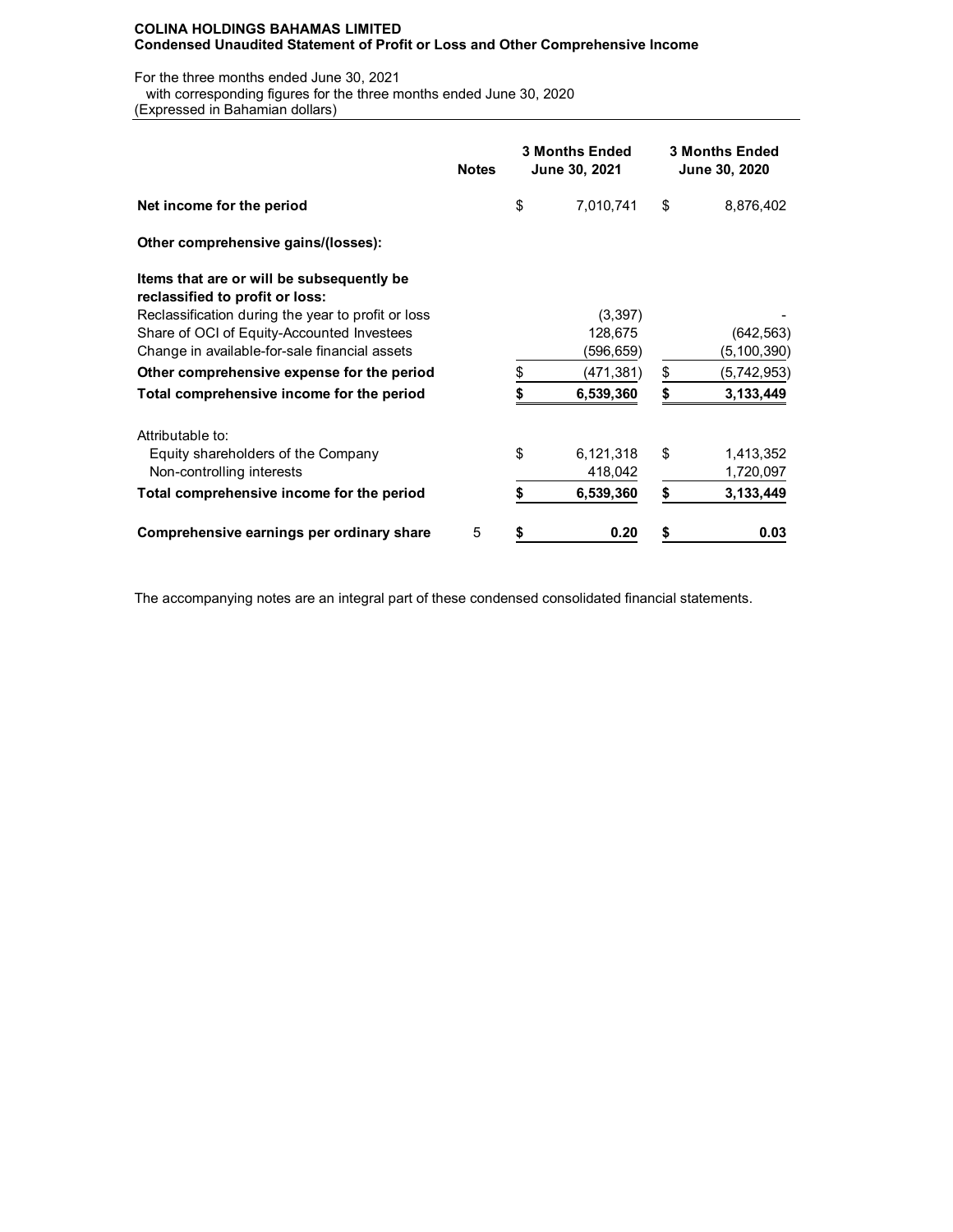**COLINA HOLDINGS BAHAMAS LIMITED**
**Condensed Unaudited Statement of Profit or Loss and Other Comprehensive Income**

For the three months ended June 30, 2021
with corresponding figures for the three months ended June 30, 2020
(Expressed in Bahamian dollars)

| | Notes | 3 Months Ended June 30, 2021 | 3 Months Ended June 30, 2020 |
|---|---|---|---|
| **Net income for the period** | | $ 7,010,741 | $ 8,876,402 |
| **Other comprehensive gains/(losses):** | | | |
| **Items that are or will be subsequently be reclassified to profit or loss:** | | | |
| Reclassification during the year to profit or loss | | (3,397) | - |
| Share of OCI of Equity-Accounted Investees | | 128,675 | (642,563) |
| Change in available-for-sale financial assets | | (596,659) | (5,100,390) |
| **Other comprehensive expense for the period** | | $ (471,381) | $ (5,742,953) |
| **Total comprehensive income for the period** | | **$ 6,539,360** | **$ 3,133,449** |
| Attributable to: | | | |
| Equity shareholders of the Company | | $ 6,121,318 | $ 1,413,352 |
| Non-controlling interests | | 418,042 | 1,720,097 |
| **Total comprehensive income for the period** | | **$ 6,539,360** | **$ 3,133,449** |
| **Comprehensive earnings per ordinary share** | 5 | **$ 0.20** | **$ 0.03** |

The accompanying notes are an integral part of these condensed consolidated financial statements.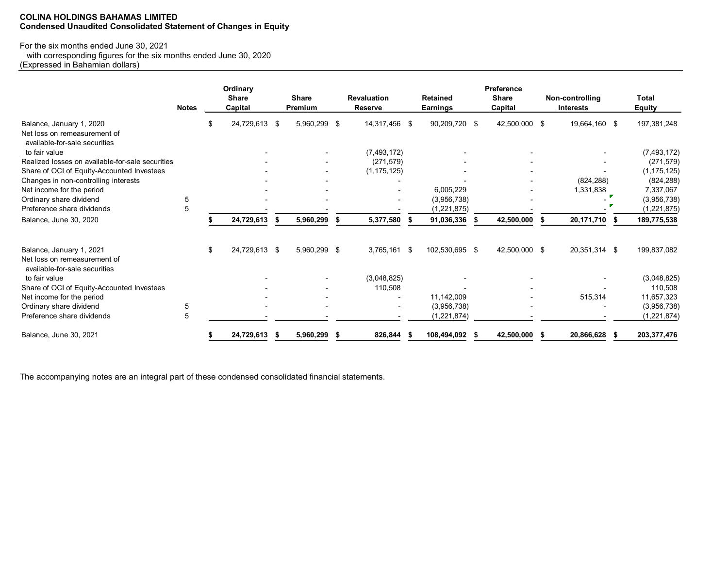**COLINA HOLDINGS BAHAMAS LIMITED**
**Condensed Unaudited Consolidated Statement of Changes in Equity**

For the six months ended June 30, 2021
with corresponding figures for the six months ended June 30, 2020
(Expressed in Bahamian dollars)

| | Notes | Ordinary Share Capital | Share Premium | Revaluation Reserve | Retained Earnings | Preference Share Capital | Non-controlling Interests | Total Equity |
|---|---|---|---|---|---|---|---|---|
| Balance, January 1, 2020 | | $ 24,729,613 | $ 5,960,299 | $ 14,317,456 | $ 90,209,720 | $ 42,500,000 | $ 19,664,160 | $ 197,381,248 |
| Net loss on remeasurement of available-for-sale securities to fair value | | - | - | (7,493,172) | - | - | - | (7,493,172) |
| Realized losses on available-for-sale securities | | - | - | (271,579) | - | - | - | (271,579) |
| Share of OCI of Equity-Accounted Investees | | - | - | (1,175,125) | - | - | - | (1,175,125) |
| Changes in non-controlling interests | | - | - | - | - | - | (824,288) | (824,288) |
| Net income for the period | | - | - | - | 6,005,229 | - | 1,331,838 | 7,337,067 |
| Ordinary share dividend | 5 | - | - | - | (3,956,738) | - | - | (3,956,738) |
| Preference share dividends | 5 | - | - | - | (1,221,875) | - | - | (1,221,875) |
| Balance, June 30, 2020 | | **$ 24,729,613** | **$ 5,960,299** | **$ 5,377,580** | **$ 91,036,336** | **$ 42,500,000** | **$ 20,171,710** | **$ 189,775,538** |
| | | | | | | | | |
| Balance, January 1, 2021 | | $ 24,729,613 | $ 5,960,299 | $ 3,765,161 | $ 102,530,695 | $ 42,500,000 | $ 20,351,314 | $ 199,837,082 |
| Net loss on remeasurement of available-for-sale securities to fair value | | - | - | (3,048,825) | - | - | - | (3,048,825) |
| Share of OCI of Equity-Accounted Investees | | - | - | 110,508 | - | - | - | 110,508 |
| Net income for the period | | - | - | - | 11,142,009 | - | 515,314 | 11,657,323 |
| Ordinary share dividend | 5 | - | - | - | (3,956,738) | - | - | (3,956,738) |
| Preference share dividends | 5 | - | - | - | (1,221,874) | - | - | (1,221,874) |
| Balance, June 30, 2021 | | **$ 24,729,613** | **$ 5,960,299** | **$ 826,844** | **$ 108,494,092** | **$ 42,500,000** | **$ 20,866,628** | **$ 203,377,476** |

The accompanying notes are an integral part of these condensed consolidated financial statements.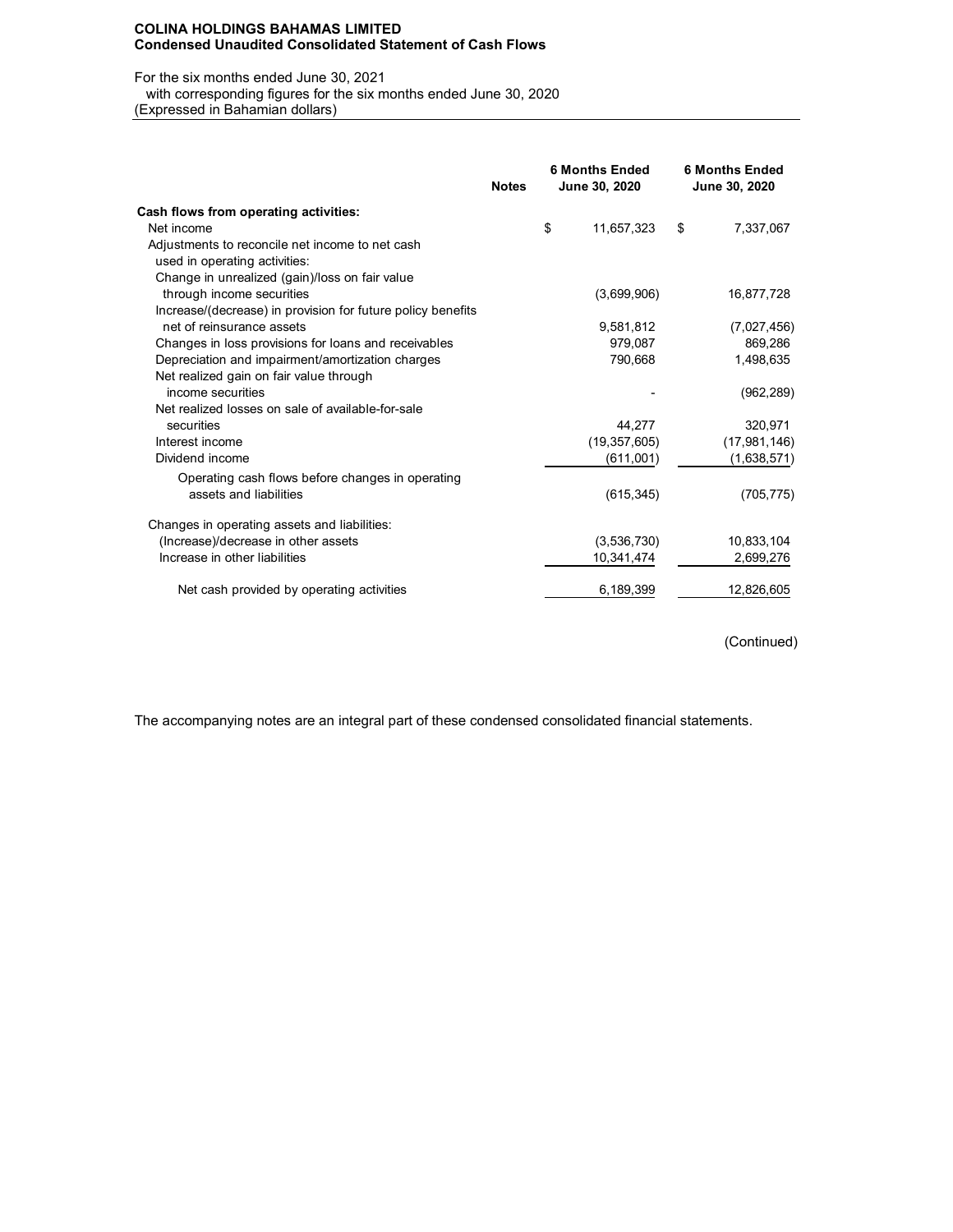**COLINA HOLDINGS BAHAMAS LIMITED**
**Condensed Unaudited Consolidated Statement of Cash Flows**

For the six months ended June 30, 2021
with corresponding figures for the six months ended June 30, 2020
(Expressed in Bahamian dollars)

| | Notes | 6 Months Ended June 30, 2020 | 6 Months Ended June 30, 2020 |
|---|---|---|---|
| **Cash flows from operating activities:** | | | |
| Net income | | $ 11,657,323 | $ 7,337,067 |
| Adjustments to reconcile net income to net cash used in operating activities: | | | |
| Change in unrealized (gain)/loss on fair value through income securities | | (3,699,906) | 16,877,728 |
| Increase/(decrease) in provision for future policy benefits net of reinsurance assets | | 9,581,812 | (7,027,456) |
| Changes in loss provisions for loans and receivables | | 979,087 | 869,286 |
| Depreciation and impairment/amortization charges | | 790,668 | 1,498,635 |
| Net realized gain on fair value through income securities | | - | (962,289) |
| Net realized losses on sale of available-for-sale securities | | 44,277 | 320,971 |
| Interest income | | (19,357,605) | (17,981,146) |
| Dividend income | | (611,001) | (1,638,571) |
| Operating cash flows before changes in operating assets and liabilities | | (615,345) | (705,775) |
| Changes in operating assets and liabilities: | | | |
| (Increase)/decrease in other assets | | (3,536,730) | 10,833,104 |
| Increase in other liabilities | | 10,341,474 | 2,699,276 |
| Net cash provided by operating activities | | 6,189,399 | 12,826,605 |

(Continued)

The accompanying notes are an integral part of these condensed consolidated financial statements.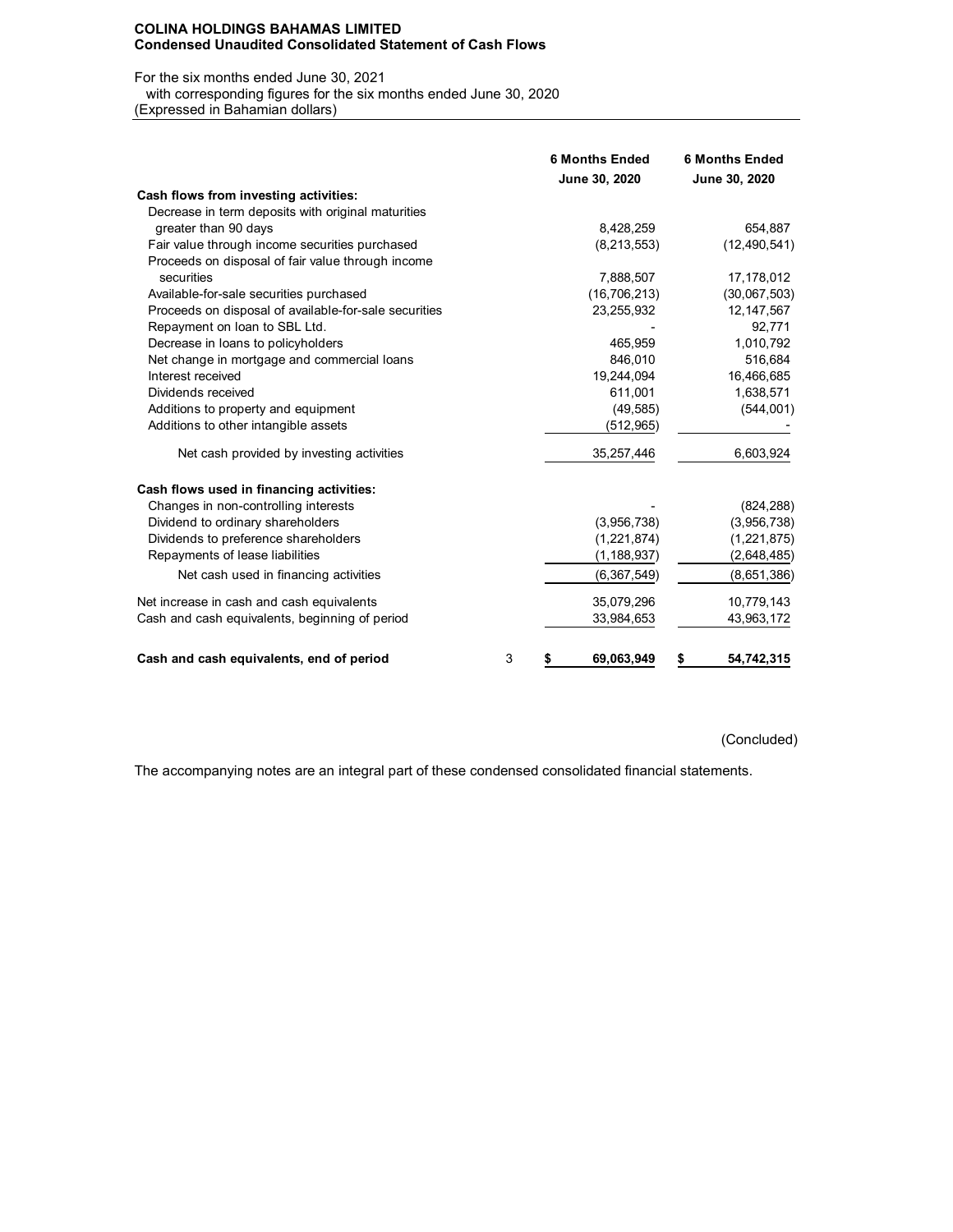**COLINA HOLDINGS BAHAMAS LIMITED**
**Condensed Unaudited Consolidated Statement of Cash Flows**

For the six months ended June 30, 2021
with corresponding figures for the six months ended June 30, 2020
(Expressed in Bahamian dollars)

| | | 6 Months Ended June 30, 2020 | 6 Months Ended June 30, 2020 |
|---|---|---|---|
| **Cash flows from investing activities:** | | | |
| Decrease in term deposits with original maturities greater than 90 days | | 8,428,259 | 654,887 |
| Fair value through income securities purchased | | (8,213,553) | (12,490,541) |
| Proceeds on disposal of fair value through income securities | | 7,888,507 | 17,178,012 |
| Available-for-sale securities purchased | | (16,706,213) | (30,067,503) |
| Proceeds on disposal of available-for-sale securities | | 23,255,932 | 12,147,567 |
| Repayment on loan to SBL Ltd. | | - | 92,771 |
| Decrease in loans to policyholders | | 465,959 | 1,010,792 |
| Net change in mortgage and commercial loans | | 846,010 | 516,684 |
| Interest received | | 19,244,094 | 16,466,685 |
| Dividends received | | 611,001 | 1,638,571 |
| Additions to property and equipment | | (49,585) | (544,001) |
| Additions to other intangible assets | | (512,965) | - |
| Net cash provided by investing activities | | 35,257,446 | 6,603,924 |
| **Cash flows used in financing activities:** | | | |
| Changes in non-controlling interests | | - | (824,288) |
| Dividend to ordinary shareholders | | (3,956,738) | (3,956,738) |
| Dividends to preference shareholders | | (1,221,874) | (1,221,875) |
| Repayments of lease liabilities | | (1,188,937) | (2,648,485) |
| Net cash used in financing activities | | (6,367,549) | (8,651,386) |
| Net increase in cash and cash equivalents | | 35,079,296 | 10,779,143 |
| Cash and cash equivalents, beginning of period | | 33,984,653 | 43,963,172 |
| **Cash and cash equivalents, end of period** | 3 | **$ 69,063,949** | **$ 54,742,315** |

(Concluded)

The accompanying notes are an integral part of these condensed consolidated financial statements.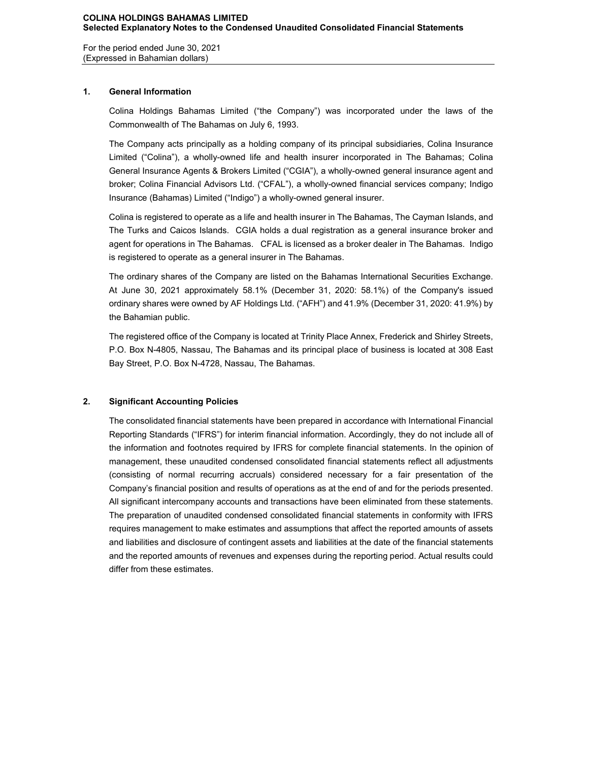## 1. General Information

Colina Holdings Bahamas Limited ("the Company") was incorporated under the laws of the Commonwealth of The Bahamas on July 6, 1993.

The Company acts principally as a holding company of its principal subsidiaries, Colina Insurance Limited ("Colina"), a wholly-owned life and health insurer incorporated in The Bahamas; Colina General Insurance Agents & Brokers Limited ("CGIA"), a wholly-owned general insurance agent and broker; Colina Financial Advisors Ltd. ("CFAL"), a wholly-owned financial services company; Indigo Insurance (Bahamas) Limited ("Indigo") a wholly-owned general insurer.

Colina is registered to operate as a life and health insurer in The Bahamas, The Cayman Islands, and The Turks and Caicos Islands. CGIA holds a dual registration as a general insurance broker and agent for operations in The Bahamas. CFAL is licensed as a broker dealer in The Bahamas. Indigo is registered to operate as a general insurer in The Bahamas.

The ordinary shares of the Company are listed on the Bahamas International Securities Exchange. At June 30, 2021 approximately 58.1% (December 31, 2020: 58.1%) of the Company's issued ordinary shares were owned by AF Holdings Ltd. ("AFH") and 41.9% (December 31, 2020: 41.9%) by the Bahamian public.

The registered office of the Company is located at Trinity Place Annex, Frederick and Shirley Streets, P.O. Box N-4805, Nassau, The Bahamas and its principal place of business is located at 308 East Bay Street, P.O. Box N-4728, Nassau, The Bahamas.

## 2. Significant Accounting Policies

The consolidated financial statements have been prepared in accordance with International Financial Reporting Standards ("IFRS") for interim financial information. Accordingly, they do not include all of the information and footnotes required by IFRS for complete financial statements. In the opinion of management, these unaudited condensed consolidated financial statements reflect all adjustments (consisting of normal recurring accruals) considered necessary for a fair presentation of the Company's financial position and results of operations as at the end of and for the periods presented. All significant intercompany accounts and transactions have been eliminated from these statements. The preparation of unaudited condensed consolidated financial statements in conformity with IFRS requires management to make estimates and assumptions that affect the reported amounts of assets and liabilities and disclosure of contingent assets and liabilities at the date of the financial statements and the reported amounts of revenues and expenses during the reporting period. Actual results could differ from these estimates.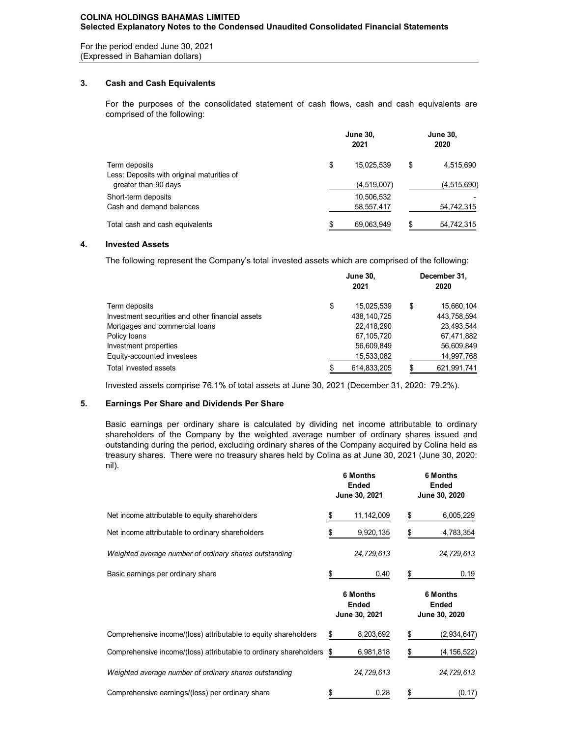**COLINA HOLDINGS BAHAMAS LIMITED**
**Selected Explanatory Notes to the Condensed Unaudited Consolidated Financial Statements**

For the period ended June 30, 2021
(Expressed in Bahamian dollars)

## 3. Cash and Cash Equivalents

For the purposes of the consolidated statement of cash flows, cash and cash equivalents are comprised of the following:

| | June 30, 2021 | June 30, 2020 |
|---|---|---|
| Term deposits | $ 15,025,539 | $ 4,515,690 |
| Less: Deposits with original maturities of greater than 90 days | (4,519,007) | (4,515,690) |
| Short-term deposits | 10,506,532 | - |
| Cash and demand balances | 58,557,417 | 54,742,315 |
| Total cash and cash equivalents | $ 69,063,949 | $ 54,742,315 |

## 4. Invested Assets

The following represent the Company's total invested assets which are comprised of the following:

| | June 30, 2021 | December 31, 2020 |
|---|---|---|
| Term deposits | $ 15,025,539 | $ 15,660,104 |
| Investment securities and other financial assets | 438,140,725 | 443,758,594 |
| Mortgages and commercial loans | 22,418,290 | 23,493,544 |
| Policy loans | 67,105,720 | 67,471,882 |
| Investment properties | 56,609,849 | 56,609,849 |
| Equity-accounted investees | 15,533,082 | 14,997,768 |
| Total invested assets | $ 614,833,205 | $ 621,991,741 |

Invested assets comprise 76.1% of total assets at June 30, 2021 (December 31, 2020: 79.2%).

## 5. Earnings Per Share and Dividends Per Share

Basic earnings per ordinary share is calculated by dividing net income attributable to ordinary shareholders of the Company by the weighted average number of ordinary shares issued and outstanding during the period, excluding ordinary shares of the Company acquired by Colina held as treasury shares. There were no treasury shares held by Colina as at June 30, 2021 (June 30, 2020: nil).

| | 6 Months Ended June 30, 2021 | 6 Months Ended June 30, 2020 |
|---|---|---|
| Net income attributable to equity shareholders | $ 11,142,009 | $ 6,005,229 |
| Net income attributable to ordinary shareholders | $ 9,920,135 | $ 4,783,354 |
| *Weighted average number of ordinary shares outstanding* | *24,729,613* | *24,729,613* |
| Basic earnings per ordinary share | $ 0.40 | $ 0.19 |

| | 6 Months Ended June 30, 2021 | 6 Months Ended June 30, 2020 |
|---|---|---|
| Comprehensive income/(loss) attributable to equity shareholders | $ 8,203,692 | $ (2,934,647) |
| Comprehensive income/(loss) attributable to ordinary shareholders | $ 6,981,818 | $ (4,156,522) |
| *Weighted average number of ordinary shares outstanding* | *24,729,613* | *24,729,613* |
| Comprehensive earnings/(loss) per ordinary share | $ 0.28 | $ (0.17) |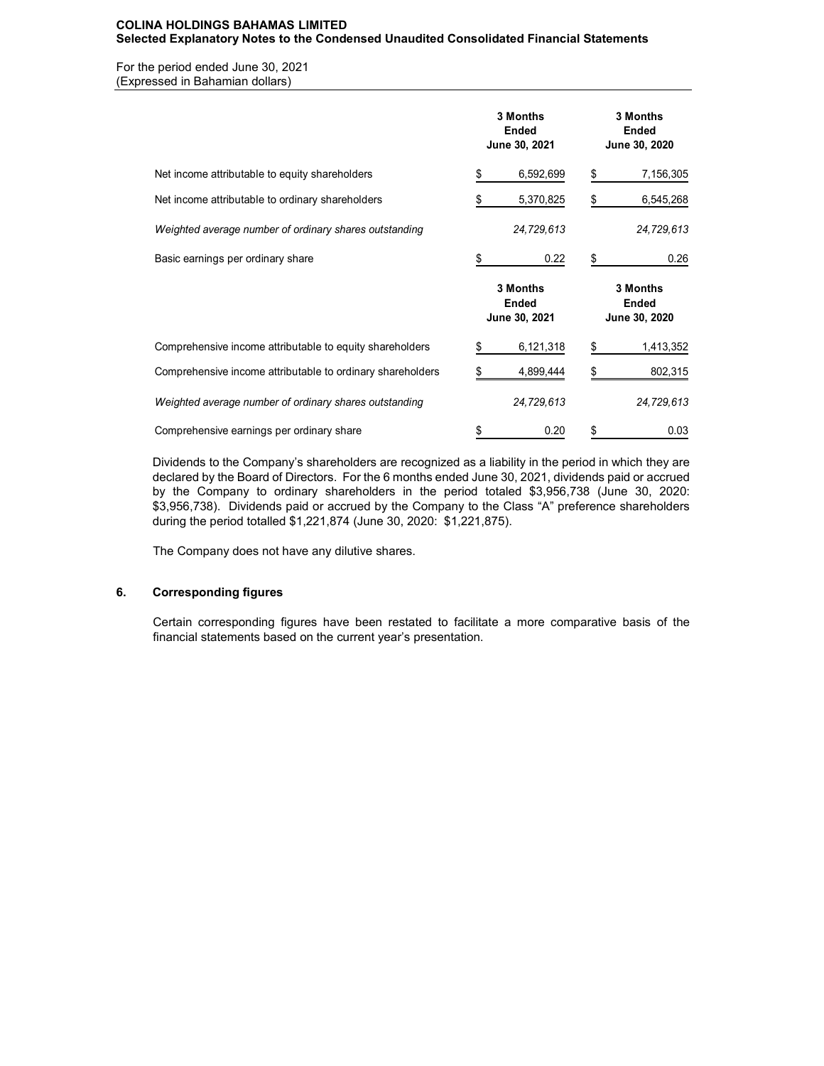**COLINA HOLDINGS BAHAMAS LIMITED**
**Selected Explanatory Notes to the Condensed Unaudited Consolidated Financial Statements**

For the period ended June 30, 2021
(Expressed in Bahamian dollars)

| | 3 Months Ended June 30, 2021 | 3 Months Ended June 30, 2020 |
|---|---|---|
| Net income attributable to equity shareholders | $ 6,592,699 | $ 7,156,305 |
| Net income attributable to ordinary shareholders | $ 5,370,825 | $ 6,545,268 |
| *Weighted average number of ordinary shares outstanding* | *24,729,613* | *24,729,613* |
| Basic earnings per ordinary share | $ 0.22 | $ 0.26 |

| | 3 Months Ended June 30, 2021 | 3 Months Ended June 30, 2020 |
|---|---|---|
| Comprehensive income attributable to equity shareholders | $ 6,121,318 | $ 1,413,352 |
| Comprehensive income attributable to ordinary shareholders | $ 4,899,444 | $ 802,315 |
| *Weighted average number of ordinary shares outstanding* | *24,729,613* | *24,729,613* |
| Comprehensive earnings per ordinary share | $ 0.20 | $ 0.03 |

Dividends to the Company's shareholders are recognized as a liability in the period in which they are declared by the Board of Directors. For the 6 months ended June 30, 2021, dividends paid or accrued by the Company to ordinary shareholders in the period totaled $3,956,738 (June 30, 2020: $3,956,738). Dividends paid or accrued by the Company to the Class "A" preference shareholders during the period totalled $1,221,874 (June 30, 2020: $1,221,875).

The Company does not have any dilutive shares.

## 6. Corresponding figures

Certain corresponding figures have been restated to facilitate a more comparative basis of the financial statements based on the current year's presentation.